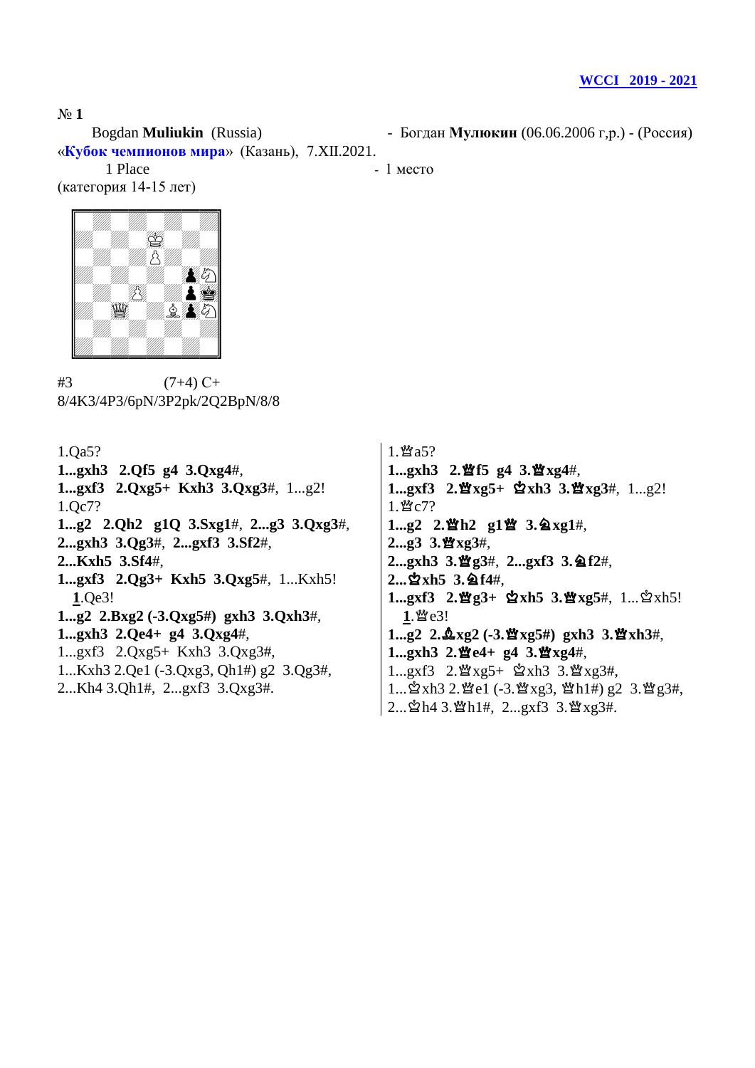**WCCI 2019 - 2021**

№ **1**

Bogdan **Muliukin** (Russia) - Богдан **Мулюкин** (06.06.2006 г,р.) - (Россия)

«**Кубок чемпионов мира**» (Казань), 7.XII.2021.

1 Place - 1 место

(категория 14-15 лет)

#3 (7+4) C+

8/4K3/4P3/6pN/3P2pk/2Q2BpN/8/8

1.Qa5?

**1...gxh3 2.Qf5 g4 3.Qxg4#**,

**1...gxf3 2.Qxg5+ Kxh3 3.Qxg3#**, 1...g2!

1.Qc7?

**1...g2 2.Qh2 g1Q 3.Sxg1#**, **2...g3 3.Qxg3#**,

**2...gxh3 3.Qg3#**, **2...gxf3 3.Sf2#**,

**2...Kxh5 3.Sf4#**,

**1...gxf3 2.Qg3+ Kxh5 3.Qxg5#**, 1...Kxh5!

**1**.Qe3!

**1...g2 2.Bxg2 (-3.Qxg5#) gxh3 3.Qxh3#**,

**1...gxh3 2.Qe4+ g4 3.Qxg4#**,

1...gxf3 2.Qxg5+ Kxh3 3.Qxg3#,

1...Kxh3 2.Qe1 (-3.Qxg3, Qh1#) g2 3.Qg3#,

2...Kh4 3.Qh1#, 2...gxf3 3.Qxg3#.

1.♕a5?

**1...gxh3 2.♕f5 g4 3.♕xg4#**,

**1...gxf3 2.♕xg5+ ♔xh3 3.♕xg3#**, 1...g2!

1.♕c7?

**1...g2 2.♕h2 g1♕ 3.♘xg1#**,

**2...g3 3.♕xg3#**,

**2...gxh3 3.♕g3#**, **2...gxf3 3.♘f2#**,

**2...♔xh5 3.♘f4#**,

**1...gxf3 2.♕g3+ ♔xh5 3.♕xg5#**, 1...♔xh5!

**1**.♕e3!

**1...g2 2.♗xg2 (-3.♕xg5#) gxh3 3.♕xh3#**,

**1...gxh3 2.♕e4+ g4 3.♕xg4#**,

1...gxf3 2.♕xg5+ ♔xh3 3.♕xg3#,

1...♔xh3 2.♕e1 (-3.♕xg3, ♕h1#) g2 3.♕g3#,

2...♔h4 3.♕h1#, 2...gxf3 3.♕xg3#.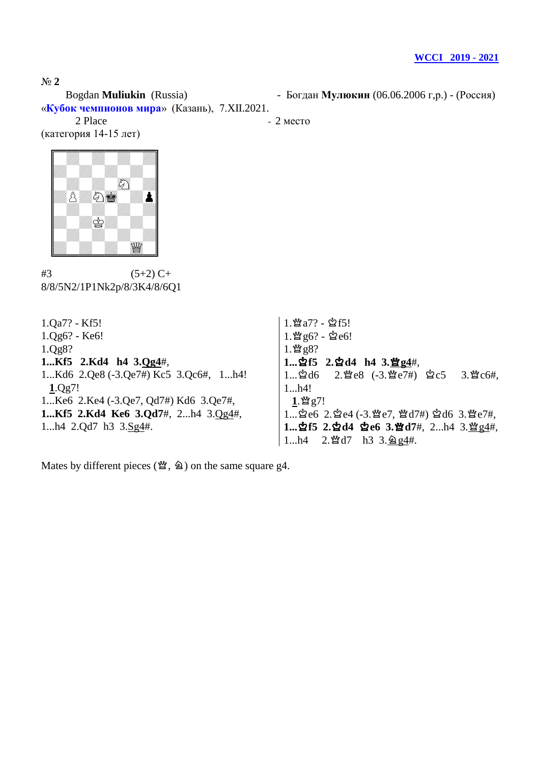**WCCI 2019 - 2021**

**№ 2**

Bogdan **Muliukin** (Russia) - Богдан **Мулюкин** (06.06.2006 г,р.) - (Россия)

«**Кубок чемпионов мира**» (Казань), 7.XII.2021.

2 Place - 2 место

(категория 14-15 лет)

#3 (5+2) C+

8/8/5N2/1P1Nk2p/8/3K4/8/6Q1

1.Qa7? - Kf5!
1.Qg6? - Ke6!
1.Qg8?
**1...Kf5 2.Kd4 h4 3.Qg4**#,
1...Kd6 2.Qe8 (-3.Qe7#) Kc5 3.Qc6#, 1...h4!
**1**.Qg7!
1...Ke6 2.Ke4 (-3.Qe7, Qd7#) Kd6 3.Qe7#,
**1...Kf5 2.Kd4 Ke6 3.Qd7**#, 2...h4 3.Qg4#,
1...h4 2.Qd7 h3 3.Sg4#.

1.♕a7? - ♔f5!
1.♕g6? - ♔e6!
1.♕g8?
**1...♔f5 2.♔d4 h4 3.♕g4**#,
1...♔d6 2.♕e8 (-3.♕e7#) ♔c5 3.♕c6#,
1...h4!
**1**.♕g7!
1...♔e6 2.♔e4 (-3.♕e7, ♕d7#) ♔d6 3.♕e7#,
**1...♔f5 2.♔d4 ♔e6 3.♕d7**#, 2...h4 3.♕g4#,
1...h4 2.♕d7 h3 3.♘g4#.

Mates by different pieces (♕, ♘) on the same square g4.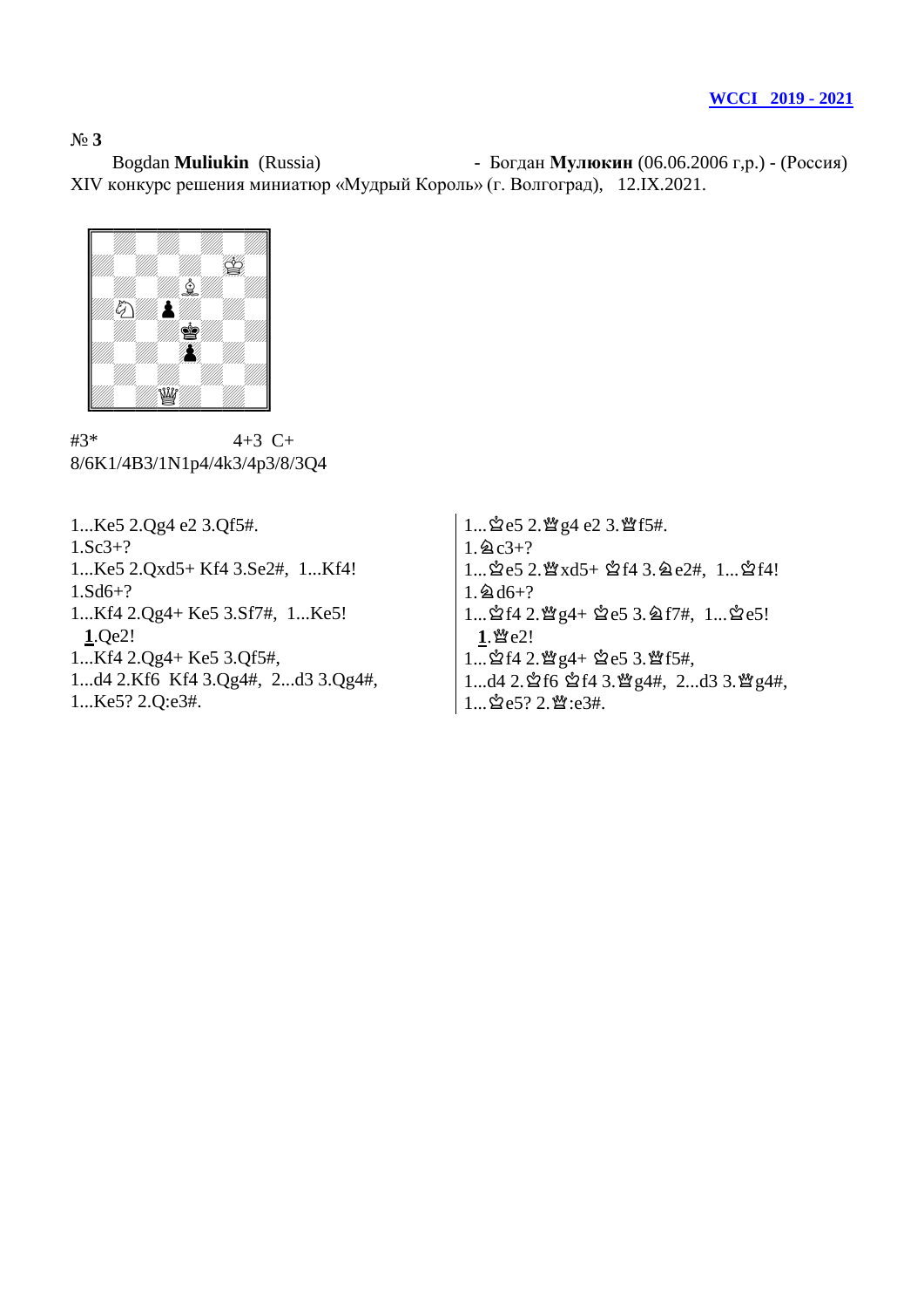**WCCI 2019 - 2021**

№ **3**

Bogdan **Muliukin** (Russia) - Богдан **Мулюкин** (06.06.2006 г,р.) - (Россия)
XIV конкурс решения миниатюр «Мудрый Король» (г. Волгоград), 12.IX.2021.

#3* 4+3 C+
8/6K1/4B3/1N1p4/4k3/4p3/8/3Q4

1...Ke5 2.Qg4 e2 3.Qf5#.
1.Sc3+?
1...Ke5 2.Qxd5+ Kf4 3.Se2#, 1...Kf4!
1.Sd6+?
1...Kf4 2.Qg4+ Ke5 3.Sf7#, 1...Ke5!
**1**.Qe2!
1...Kf4 2.Qg4+ Ke5 3.Qf5#,
1...d4 2.Kf6 Kf4 3.Qg4#, 2...d3 3.Qg4#,
1...Ke5? 2.Q:e3#.

1...♔e5 2.♕g4 e2 3.♕f5#.
1.♘c3+?
1...♔e5 2.♕xd5+ ♔f4 3.♘e2#, 1...♔f4!
1.♘d6+?
1...♔f4 2.♕g4+ ♔e5 3.♘f7#, 1...♔e5!
**1**.♕e2!
1...♔f4 2.♕g4+ ♔e5 3.♕f5#,
1...d4 2.♔f6 ♔f4 3.♕g4#, 2...d3 3.♕g4#,
1...♔e5? 2.♕:e3#.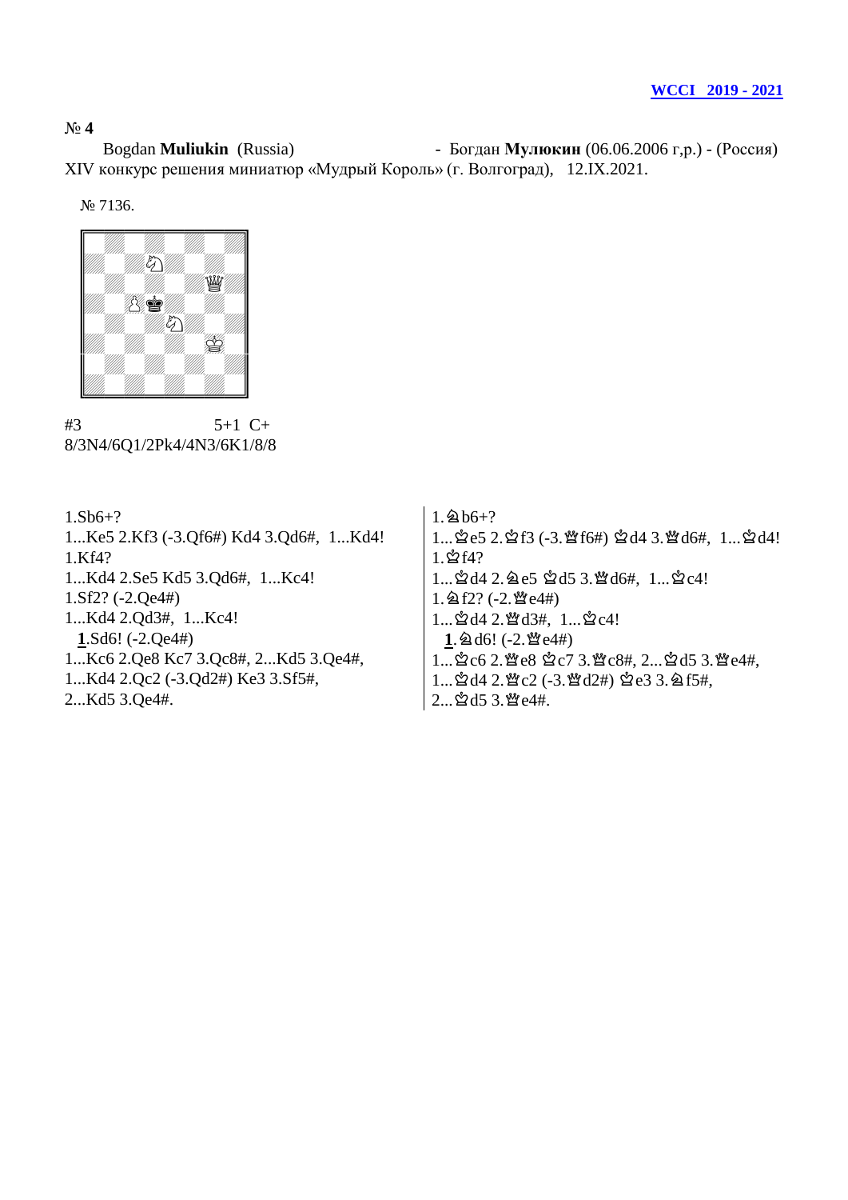**WCCI 2019 - 2021**

№ **4**

Bogdan **Muliukin** (Russia) - Богдан **Мулюкин** (06.06.2006 г,р.) - (Россия)

XIV конкурс решения миниатюр «Мудрый Король» (г. Волгоград), 12.IX.2021.

№ 7136.

#3 5+1 C+

8/3N4/6Q1/2Pk4/4N3/6K1/8/8

1.Sb6+?

1...Ke5 2.Kf3 (-3.Qf6#) Kd4 3.Qd6#, 1...Kd4!

1.Kf4?

1...Kd4 2.Se5 Kd5 3.Qd6#, 1...Kc4!

1.Sf2? (-2.Qe4#)

1...Kd4 2.Qd3#, 1...Kc4!

**1**.Sd6! (-2.Qe4#)

1...Kc6 2.Qe8 Kc7 3.Qc8#, 2...Kd5 3.Qe4#,

1...Kd4 2.Qc2 (-3.Qd2#) Ke3 3.Sf5#,

2...Kd5 3.Qe4#.

1.♘b6+?

1...♔e5 2.♔f3 (-3.♕f6#) ♔d4 3.♕d6#, 1...♔d4!

1.♔f4?

1...♔d4 2.♘e5 ♔d5 3.♕d6#, 1...♔c4!

1.♘f2? (-2.♕e4#)

1...♔d4 2.♕d3#, 1...♔c4!

**1**.♘d6! (-2.♕e4#)

1...♔c6 2.♕e8 ♔c7 3.♕c8#, 2...♔d5 3.♕e4#,

1...♔d4 2.♕c2 (-3.♕d2#) ♔e3 3.♘f5#,

2...♔d5 3.♕e4#.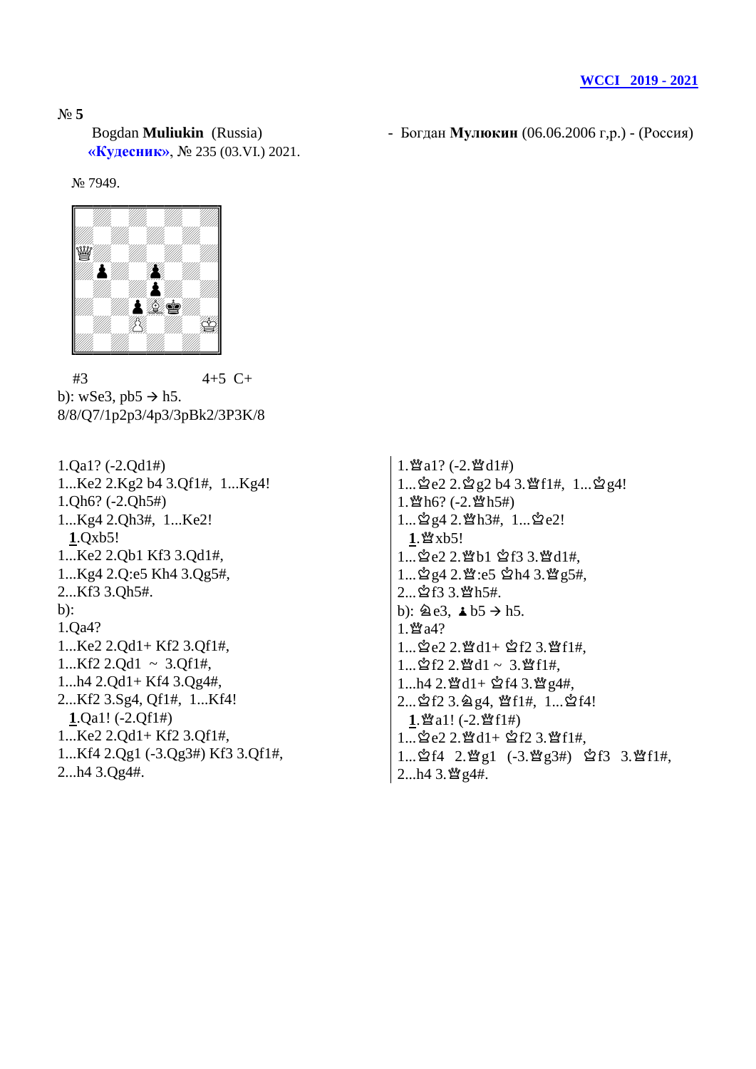WCCI 2019 - 2021

№ **5**

Bogdan **Muliukin** (Russia) - Богдан **Мулюкин** (06.06.2006 г,р.) - (Россия)

**«Кудесник»**, № 235 (03.VI.) 2021.

№ 7949.

#3 4+5 C+

b): wSe3, pb5 → h5.

8/8/Q7/1p2p3/4p3/3pBk2/3P3K/8

1.Qa1? (-2.Qd1#)
1...Ke2 2.Kg2 b4 3.Qf1#, 1...Kg4!
1.Qh6? (-2.Qh5#)
1...Kg4 2.Qh3#, 1...Ke2!
**1**.Qxb5!
1...Ke2 2.Qb1 Kf3 3.Qd1#,
1...Kg4 2.Q:e5 Kh4 3.Qg5#,
2...Kf3 3.Qh5#.
b):
1.Qa4?
1...Ke2 2.Qd1+ Kf2 3.Qf1#,
1...Kf2 2.Qd1 ~ 3.Qf1#,
1...h4 2.Qd1+ Kf4 3.Qg4#,
2...Kf2 3.Sg4, Qf1#, 1...Kf4!
**1**.Qa1! (-2.Qf1#)
1...Ke2 2.Qd1+ Kf2 3.Qf1#,
1...Kf4 2.Qg1 (-3.Qg3#) Kf3 3.Qf1#,
2...h4 3.Qg4#.

1.♕a1? (-2.♕d1#)
1...♔e2 2.♔g2 b4 3.♕f1#, 1...♔g4!
1.♕h6? (-2.♕h5#)
1...♔g4 2.♕h3#, 1...♔e2!
**1**.♕xb5!
1...♔e2 2.♕b1 ♔f3 3.♕d1#,
1...♔g4 2.♕:e5 ♔h4 3.♕g5#,
2...♔f3 3.♕h5#.
b): ♘e3, ♟b5 → h5.
1.♕a4?
1...♔e2 2.♕d1+ ♔f2 3.♕f1#,
1...♔f2 2.♕d1 ~ 3.♕f1#,
1...h4 2.♕d1+ ♔f4 3.♕g4#,
2...♔f2 3.♘g4, ♕f1#, 1...♔f4!
**1**.♕a1! (-2.♕f1#)
1...♔e2 2.♕d1+ ♔f2 3.♕f1#,
1...♔f4 2.♕g1 (-3.♕g3#) ♔f3 3.♕f1#,
2...h4 3.♕g4#.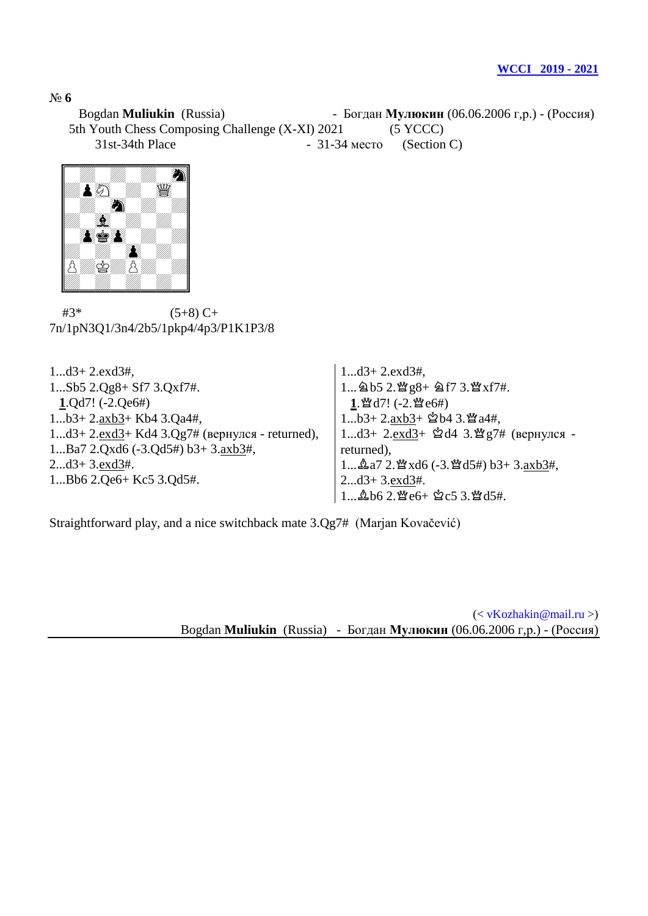WCCI 2019 - 2021

**№ 6**

Bogdan **Muliukin** (Russia) - Богдан **Мулюкин** (06.06.2006 г,р.) - (Россия)

5th Youth Chess Composing Challenge (X-XI) 2021 (5 YCCC)

31st-34th Place - 31-34 место (Section C)

#3* (5+8) C+

7n/1pN3Q1/3n4/2b5/1pkp4/4p3/P1K1P3/8

1...d3+ 2.exd3#,
1...Sb5 2.Qg8+ Sf7 3.Qxf7#.
**1**.Qd7! (-2.Qe6#)
1...b3+ 2.axb3+ Kb4 3.Qa4#,
1...d3+ 2.exd3+ Kd4 3.Qg7# (вернулся - returned),
1...Ba7 2.Qxd6 (-3.Qd5#) b3+ 3.axb3#,
2...d3+ 3.exd3#.
1...Bb6 2.Qe6+ Kc5 3.Qd5#.

1...d3+ 2.exd3#,
1...♘b5 2.♕g8+ ♘f7 3.♕xf7#.
**1**.♕d7! (-2.♕e6#)
1...b3+ 2.axb3+ ♔b4 3.♕a4#,
1...d3+ 2.exd3+ ♔d4 3.♕g7# (вернулся - returned),
1...♗a7 2.♕xd6 (-3.♕d5#) b3+ 3.axb3#,
2...d3+ 3.exd3#.
1...♗b6 2.♕e6+ ♔c5 3.♕d5#.

Straightforward play, and a nice switchback mate 3.Qg7# (Marjan Kovačević)

(< vKozhakin@mail.ru >)

Bogdan **Muliukin** (Russia) - Богдан **Мулюкин** (06.06.2006 г,р.) - (Россия)